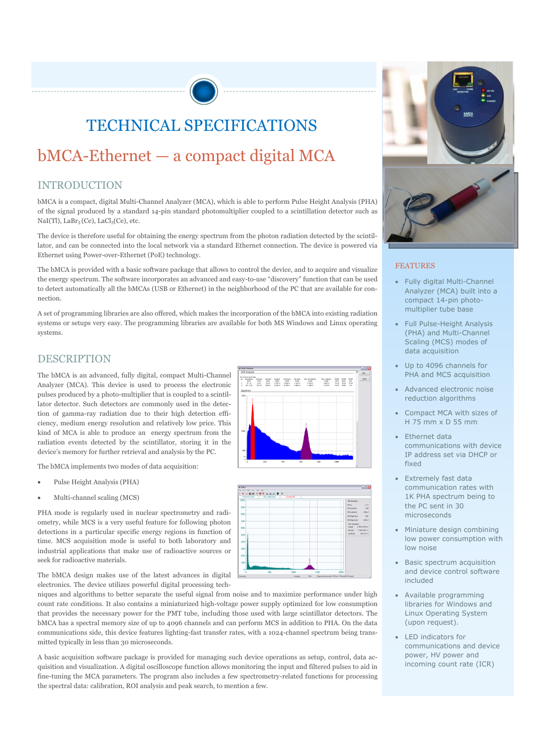# TECHNICAL SPECIFICATIONS

## bMCA-Ethernet — a compact digital MCA

### INTRODUCTION

bMCA is a compact, digital Multi-Channel Analyzer (MCA), which is able to perform Pulse Height Analysis (PHA) of the signal produced by a standard 14-pin standard photomultiplier coupled to a scintillation detector such as NaI(Tl), $LaBr_3$(Ce), $LaCl_3$(Ce), etc.

The device is therefore useful for obtaining the energy spectrum from the photon radiation detected by the scintillator, and can be connected into the local network via a standard Ethernet connection. The device is powered via Ethernet using Power-over-Ethernet (PoE) technology.

The bMCA is provided with a basic software package that allows to control the device, and to acquire and visualize the energy spectrum. The software incorporates an advanced and easy-to-use "discovery" function that can be used to detect automatically all the bMCAs (USB or Ethernet) in the neighborhood of the PC that are available for connection.

A set of programming libraries are also offered, which makes the incorporation of the bMCA into existing radiation systems or setups very easy. The programming libraries are available for both MS Windows and Linux operating systems.

### DESCRIPTION

The bMCA is an advanced, fully digital, compact Multi-Channel Analyzer (MCA). This device is used to process the electronic pulses produced by a photo-multiplier that is coupled to a scintillator detector. Such detectors are commonly used in the detection of gamma-ray radiation due to their high detection efficiency, medium energy resolution and relatively low price. This kind of MCA is able to produce an energy spectrum from the radiation events detected by the scintillator, storing it in the device's memory for further retrieval and analysis by the PC.

The bMCA implements two modes of data acquisition:

- Pulse Height Analysis (PHA)
- Multi-channel scaling (MCS)

PHA mode is regularly used in nuclear spectrometry and radiometry, while MCS is a very useful feature for following photon detections in a particular specific energy regions in function of time. MCS acquisition mode is useful to both laboratory and industrial applications that make use of radioactive sources or seek for radioactive materials.

The bMCA design makes use of the latest advances in digital electronics. The device utilizes powerful digital processing techniques and algorithms to better separate the useful signal from noise and to maximize performance under high count rate conditions. It also contains a miniaturized high-voltage power supply optimized for low consumption that provides the necessary power for the PMT tube, including those used with large scintillator detectors. The bMCA has a spectral memory size of up to 4096 channels and can perform MCS in addition to PHA. On the data communications side, this device features lighting-fast transfer rates, with a 1024-channel spectrum being transmitted typically in less than 30 microseconds.

A basic acquisition software package is provided for managing such device operations as setup, control, data acquisition and visualization. A digital oscilloscope function allows monitoring the input and filtered pulses to aid in fine-tuning the MCA parameters. The program also includes a few spectrometry-related functions for processing the spectral data: calibration, ROI analysis and peak search, to mention a few.

### FEATURES

- Fully digital Multi-Channel Analyzer (MCA) built into a compact 14-pin photomultiplier tube base
- Full Pulse-Height Analysis (PHA) and Multi-Channel Scaling (MCS) modes of data acquisition
- Up to 4096 channels for PHA and MCS acquisition
- Advanced electronic noise reduction algorithms
- Compact MCA with sizes of H 75 mm x D 55 mm
- Ethernet data communications with device IP address set via DHCP or fixed
- Extremely fast data communication rates with 1K PHA spectrum being to the PC sent in 30 microseconds
- Miniature design combining low power consumption with low noise
- Basic spectrum acquisition and device control software included
- Available programming libraries for Windows and Linux Operating System (upon request).
- LED indicators for communications and device power, HV power and incoming count rate (ICR)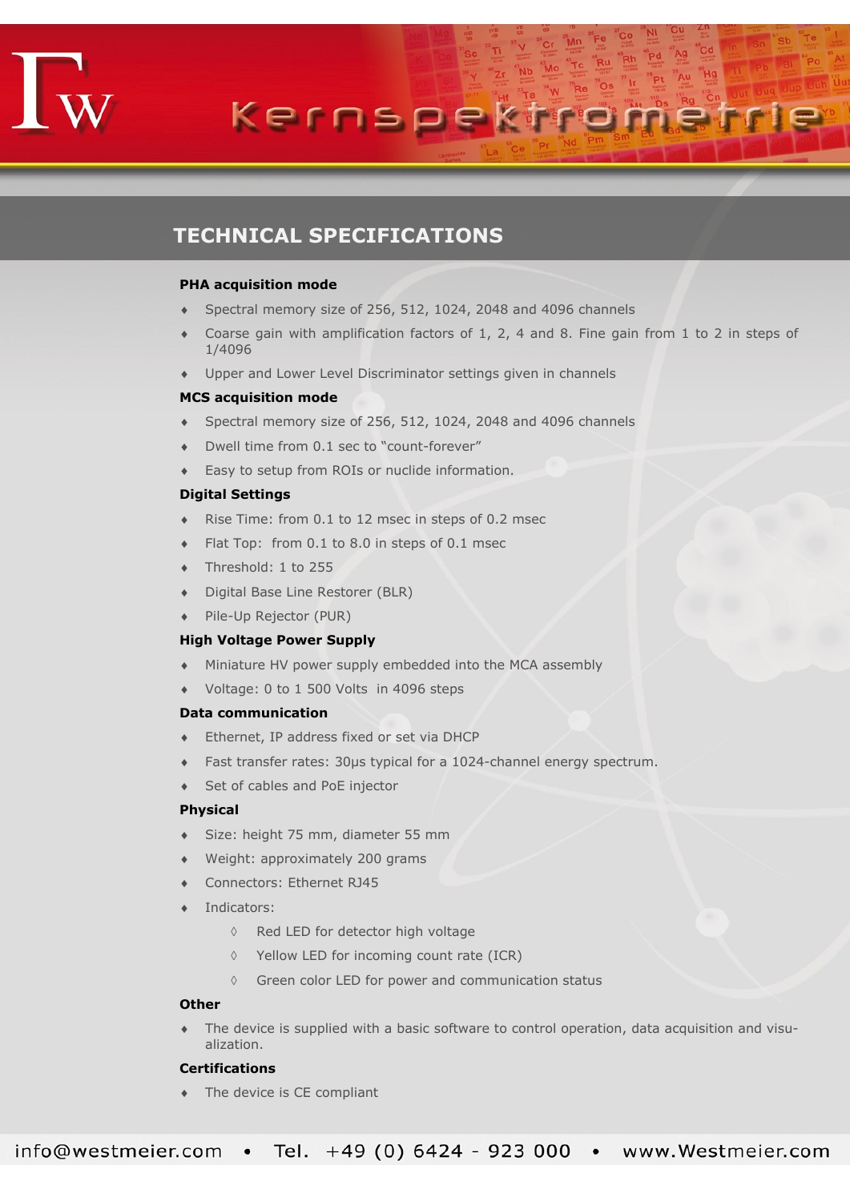## TECHNICAL SPECIFICATIONS

**PHA acquisition mode**

- Spectral memory size of 256, 512, 1024, 2048 and 4096 channels
- Coarse gain with amplification factors of 1, 2, 4 and 8. Fine gain from 1 to 2 in steps of 1/4096
- Upper and Lower Level Discriminator settings given in channels

**MCS acquisition mode**

- Spectral memory size of 256, 512, 1024, 2048 and 4096 channels
- Dwell time from 0.1 sec to "count-forever"
- Easy to setup from ROIs or nuclide information.

**Digital Settings**

- Rise Time: from 0.1 to 12 msec in steps of 0.2 msec
- Flat Top: from 0.1 to 8.0 in steps of 0.1 msec
- Threshold: 1 to 255
- Digital Base Line Restorer (BLR)
- Pile-Up Rejector (PUR)

**High Voltage Power Supply**

- Miniature HV power supply embedded into the MCA assembly
- Voltage: 0 to 1 500 Volts in 4096 steps

**Data communication**

- Ethernet, IP address fixed or set via DHCP
- Fast transfer rates: 30µs typical for a 1024-channel energy spectrum.
- Set of cables and PoE injector

**Physical**

- Size: height 75 mm, diameter 55 mm
- Weight: approximately 200 grams
- Connectors: Ethernet RJ45
- Indicators:
  - Red LED for detector high voltage
  - Yellow LED for incoming count rate (ICR)
  - Green color LED for power and communication status

**Other**

- The device is supplied with a basic software to control operation, data acquisition and visualization.

**Certifications**

- The device is CE compliant

info@westmeier.com • Tel. +49 (0) 6424 - 923 000 • www.Westmeier.com